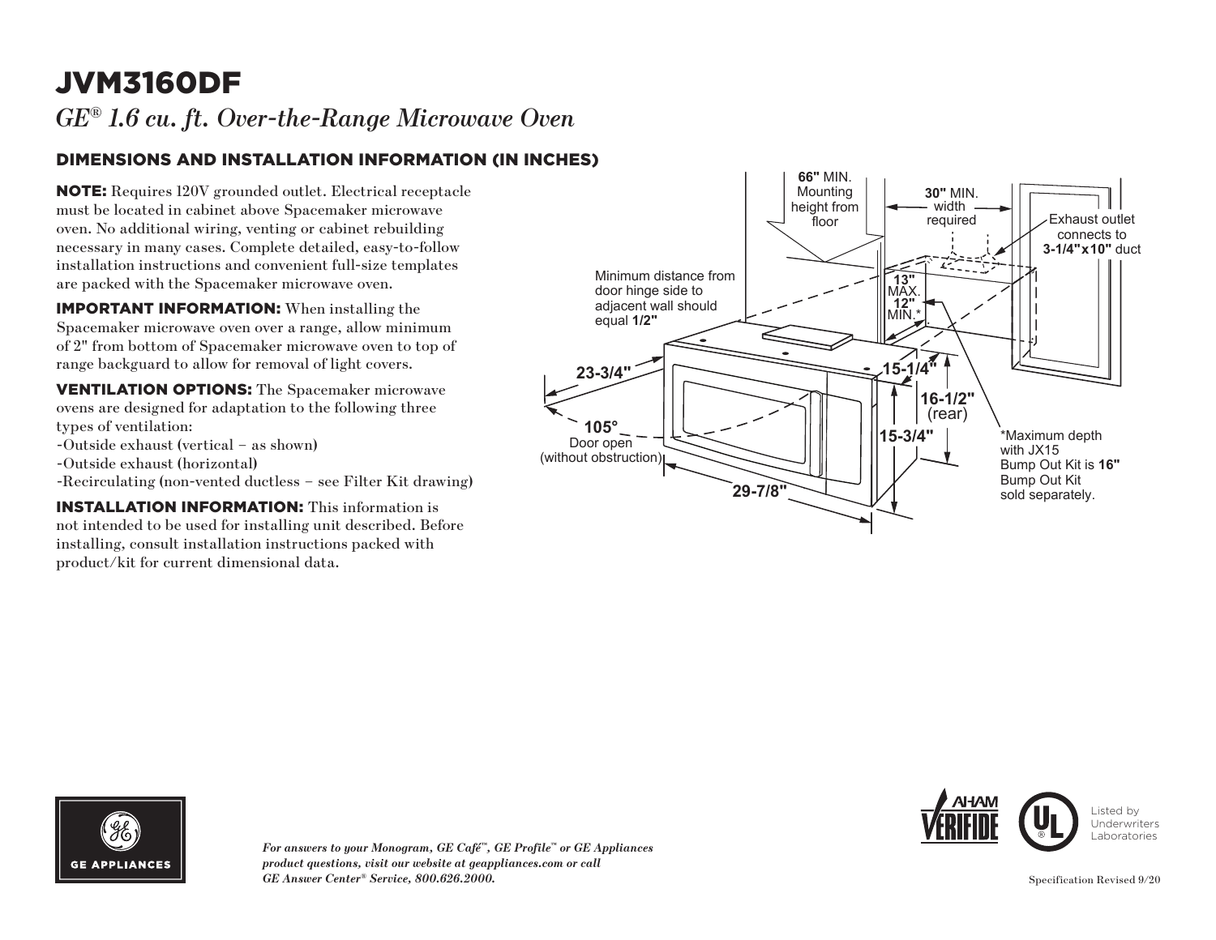# JVM3160DF

*GE® 1.6 cu. ft. Over-the-Range Microwave Oven*

## DIMENSIONS AND INSTALLATION INFORMATION (IN INCHES)

**NOTE:** Requires 120V grounded outlet. Electrical receptacle must be located in cabinet above Spacemaker microwave oven. No additional wiring, venting or cabinet rebuilding necessary in many cases. Complete detailed, easy-to-follow installation instructions and convenient full-size templates are packed with the Spacemaker microwave oven.

**IMPORTANT INFORMATION:** When installing the Spacemaker microwave oven over a range, allow minimum of 2" from bottom of Spacemaker microwave oven to top of range backguard to allow for removal of light covers.

**VENTILATION OPTIONS:** The Spacemaker microwave ovens are designed for adaptation to the following three types of ventilation:

- Outside exhaust (vertical – as shown)
- Outside exhaust (horizontal)
- Recirculating (non-vented ductless – see Filter Kit drawing)

**INSTALLATION INFORMATION:** This information is not intended to be used for installing unit described. Before installing, consult installation instructions packed with product/kit for current dimensional data.

**66"** MIN. Mounting height from floor

**30"** MIN. width required

Exhaust outlet connects to **3-1/4"x10"** duct

Minimum distance from door hinge side to adjacent wall should equal **1/2"**

**13"** MAX. **12"** MIN.*

**23-3/4"**

**15-1/4"**

**16-1/2"** (rear)

**105°** Door open (without obstruction)

**15-3/4"**

**29-7/8"**

*Maximum depth with JX15 Bump Out Kit is **16"** Bump Out Kit sold separately.

*For answers to your Monogram, GE Café™, GE Profile™ or GE Appliances product questions, visit our website at geappliances.com or call GE Answer Center® Service, 800.626.2000.*

Listed by Underwriters Laboratories

Specification Revised 9/20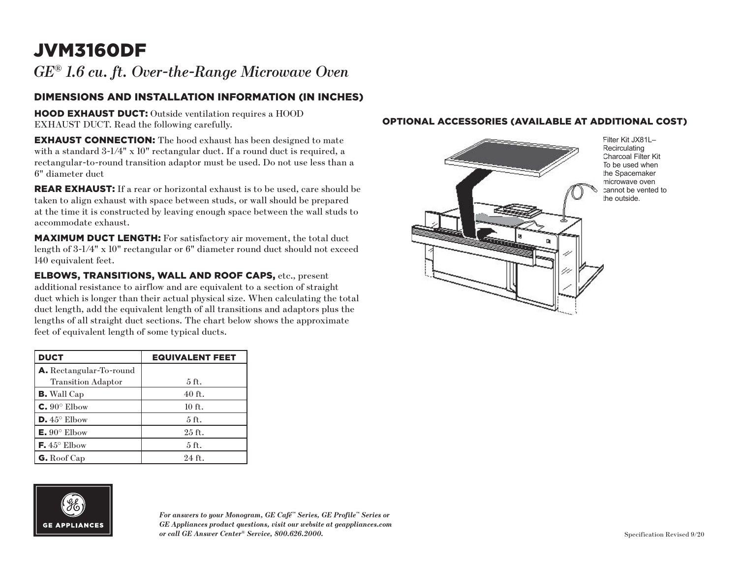# JVM3160DF

*GE® 1.6 cu. ft. Over-the-Range Microwave Oven*

## DIMENSIONS AND INSTALLATION INFORMATION (IN INCHES)

**HOOD EXHAUST DUCT:** Outside ventilation requires a HOOD EXHAUST DUCT. Read the following carefully.

**EXHAUST CONNECTION:** The hood exhaust has been designed to mate with a standard 3-1/4" x 10" rectangular duct. If a round duct is required, a rectangular-to-round transition adaptor must be used. Do not use less than a 6" diameter duct

**REAR EXHAUST:** If a rear or horizontal exhaust is to be used, care should be taken to align exhaust with space between studs, or wall should be prepared at the time it is constructed by leaving enough space between the wall studs to accommodate exhaust.

**MAXIMUM DUCT LENGTH:** For satisfactory air movement, the total duct length of 3-1/4" x 10" rectangular or 6" diameter round duct should not exceed 140 equivalent feet.

**ELBOWS, TRANSITIONS, WALL AND ROOF CAPS,** etc., present additional resistance to airflow and are equivalent to a section of straight duct which is longer than their actual physical size. When calculating the total duct length, add the equivalent length of all transitions and adaptors plus the lengths of all straight duct sections. The chart below shows the approximate feet of equivalent length of some typical ducts.

| DUCT | EQUIVALENT FEET |
|---|---|
| **A.** Rectangular-To-round Transition Adaptor | 5 ft. |
| **B.** Wall Cap | 40 ft. |
| **C.** 90° Elbow | 10 ft. |
| **D.** 45° Elbow | 5 ft. |
| **E.** 90° Elbow | 25 ft. |
| **F.** 45° Elbow | 5 ft. |
| **G.** Roof Cap | 24 ft. |

## OPTIONAL ACCESSORIES (AVAILABLE AT ADDITIONAL COST)

Filter Kit JX81L– Recirculating Charcoal Filter Kit To be used when the Spacemaker microwave oven cannot be vented to the outside.

GE APPLIANCES

*For answers to your Monogram, GE Café™ Series, GE Profile™ Series or GE Appliances product questions, visit our website at geappliances.com or call GE Answer Center® Service, 800.626.2000.*

Specification Revised 9/20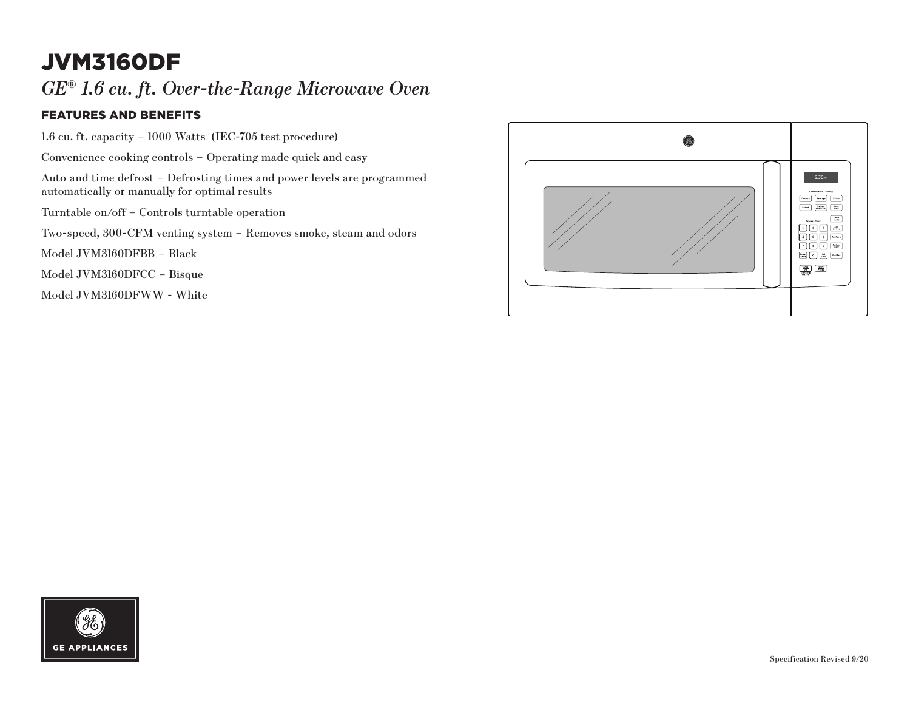# JVM3160DF

## *GE® 1.6 cu. ft. Over-the-Range Microwave Oven*

### FEATURES AND BENEFITS

1.6 cu. ft. capacity – 1000 Watts (IEC-705 test procedure)

Convenience cooking controls – Operating made quick and easy

Auto and time defrost – Defrosting times and power levels are programmed automatically or manually for optimal results

Turntable on/off – Controls turntable operation

Two-speed, 300-CFM venting system – Removes smoke, steam and odors

Model JVM3160DFBB – Black

Model JVM3160DFCC – Bisque

Model JVM3160DFWW - White

GE APPLIANCES

Specification Revised 9/20